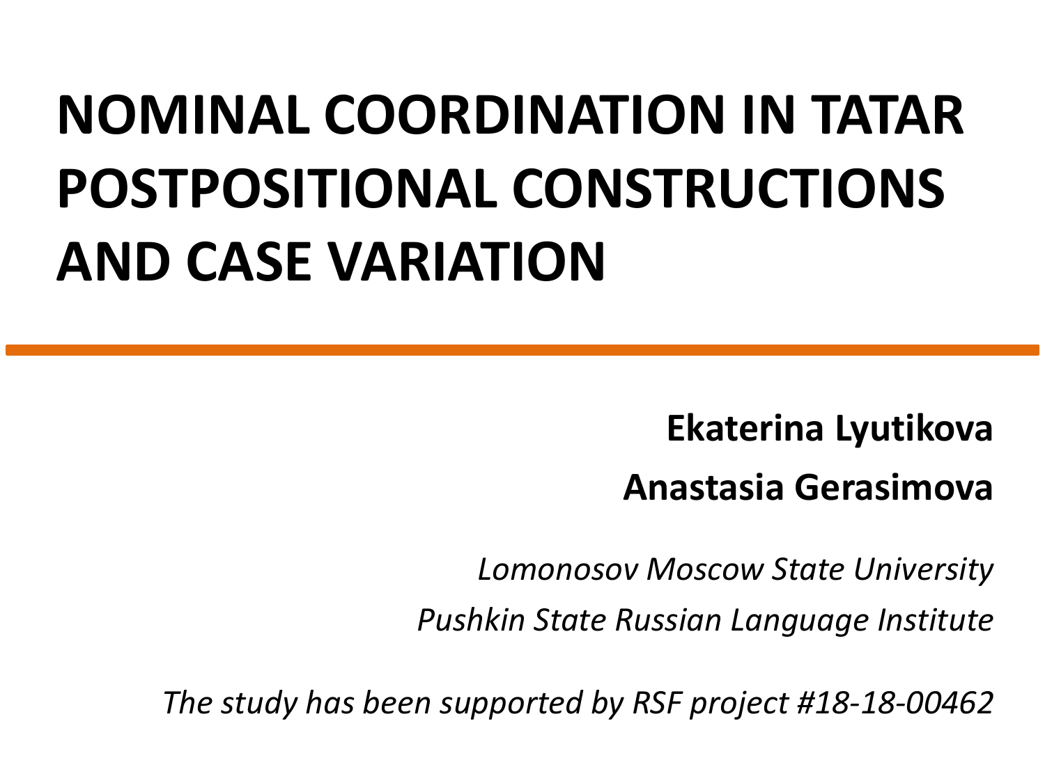# NOMINAL COORDINATION IN TATAR POSTPOSITIONAL CONSTRUCTIONS AND CASE VARIATION

**Ekaterina Lyutikova**

**Anastasia Gerasimova**

*Lomonosov Moscow State University*

*Pushkin State Russian Language Institute*

*The study has been supported by RSF project #18-18-00462*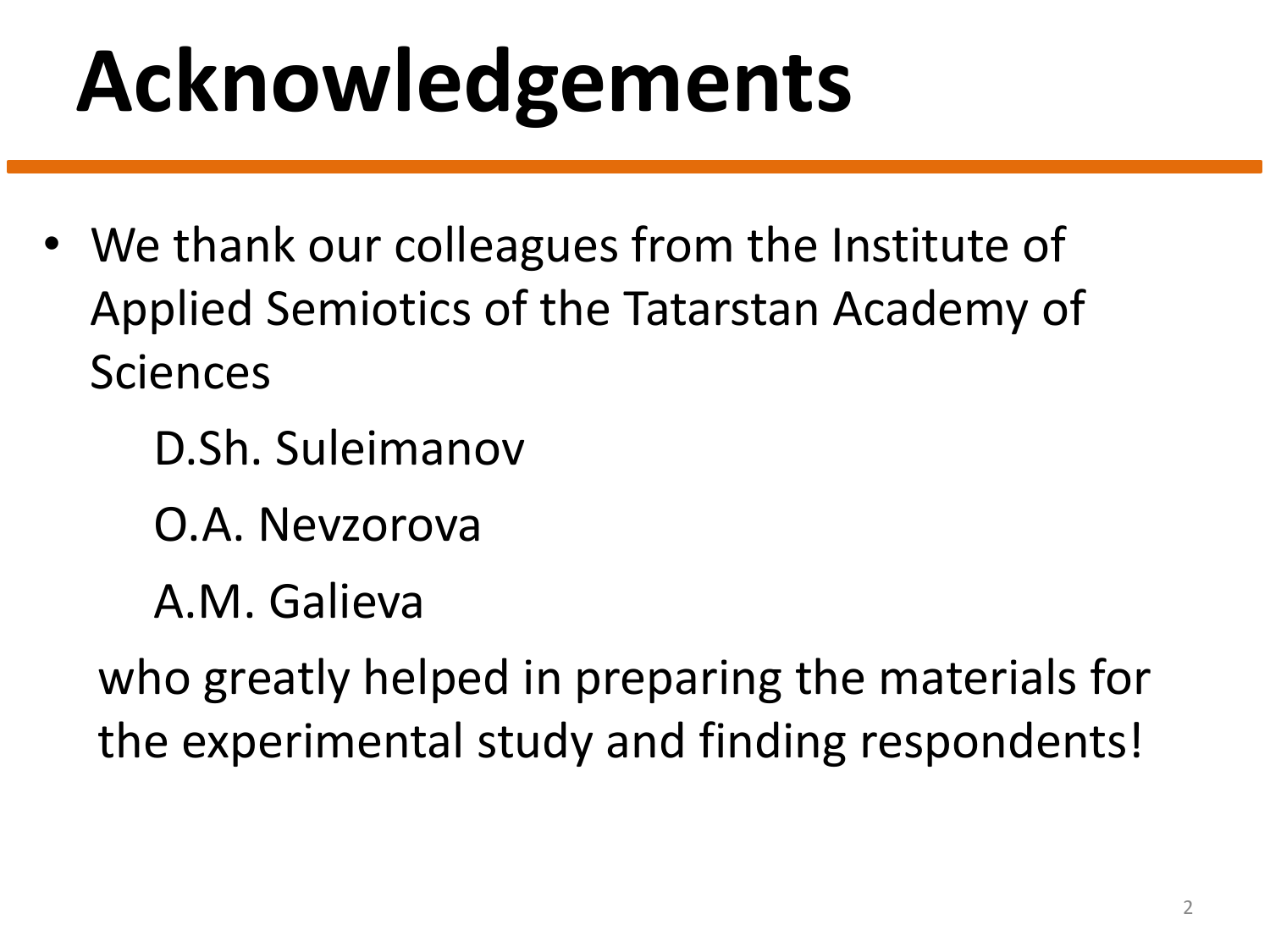# Acknowledgements

- We thank our colleagues from the Institute of Applied Semiotics of the Tatarstan Academy of Sciences

  D.Sh. Suleimanov

  O.A. Nevzorova

  A.M. Galieva

  who greatly helped in preparing the materials for the experimental study and finding respondents!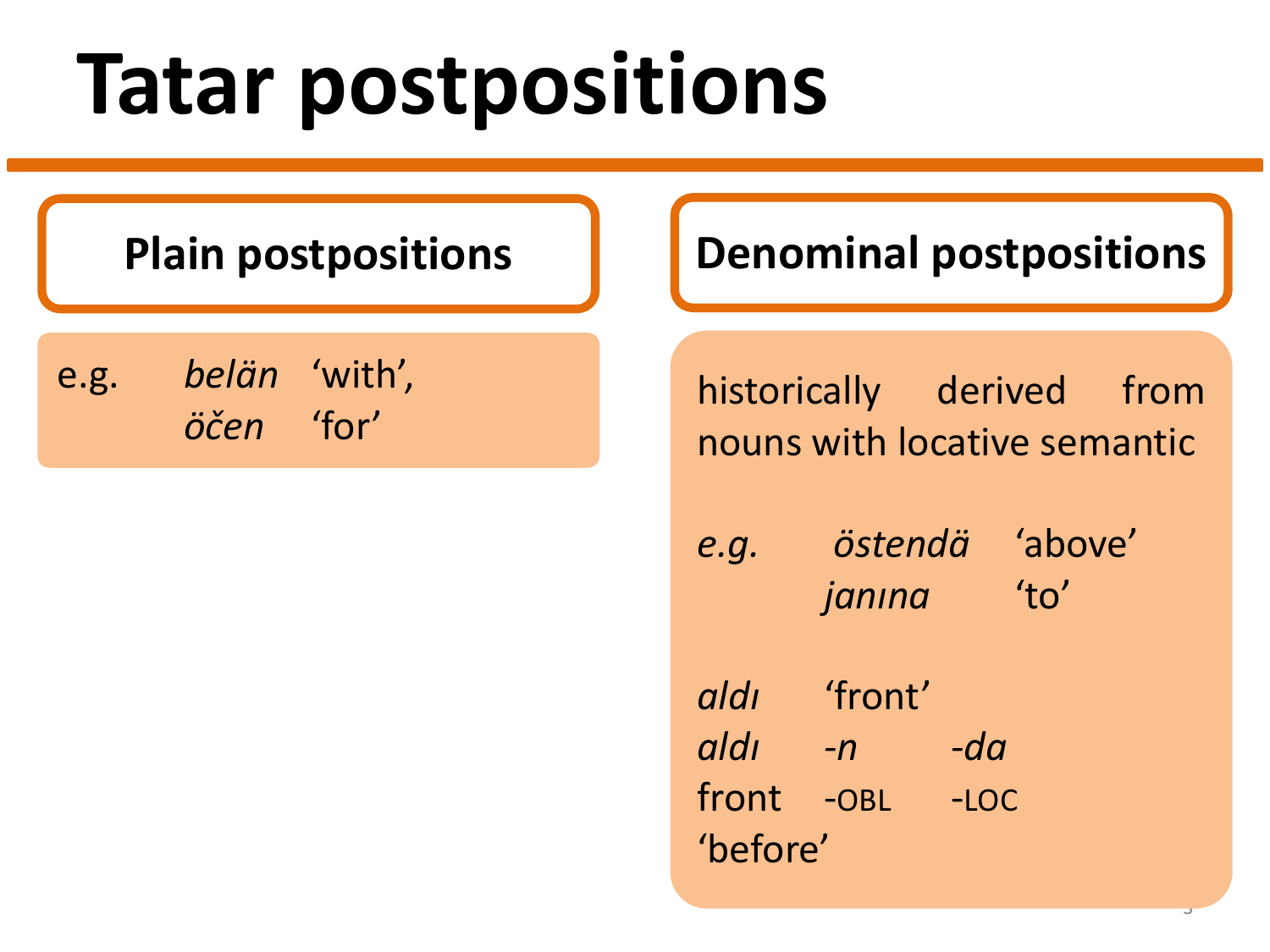# Tatar postpositions

## Plain postpositions

e.g. *belän* ‘with’,
*öčen* ‘for’

## Denominal postpositions

historically derived from nouns with locative semantic

*e.g.* *östendä* ‘above’
*janına* ‘to’

| *aldı* | ‘front’ | |
|---|---|---|
| *aldı* | *-n* | *-da* |
| front | -OBL | -LOC |
| ‘before’ | | |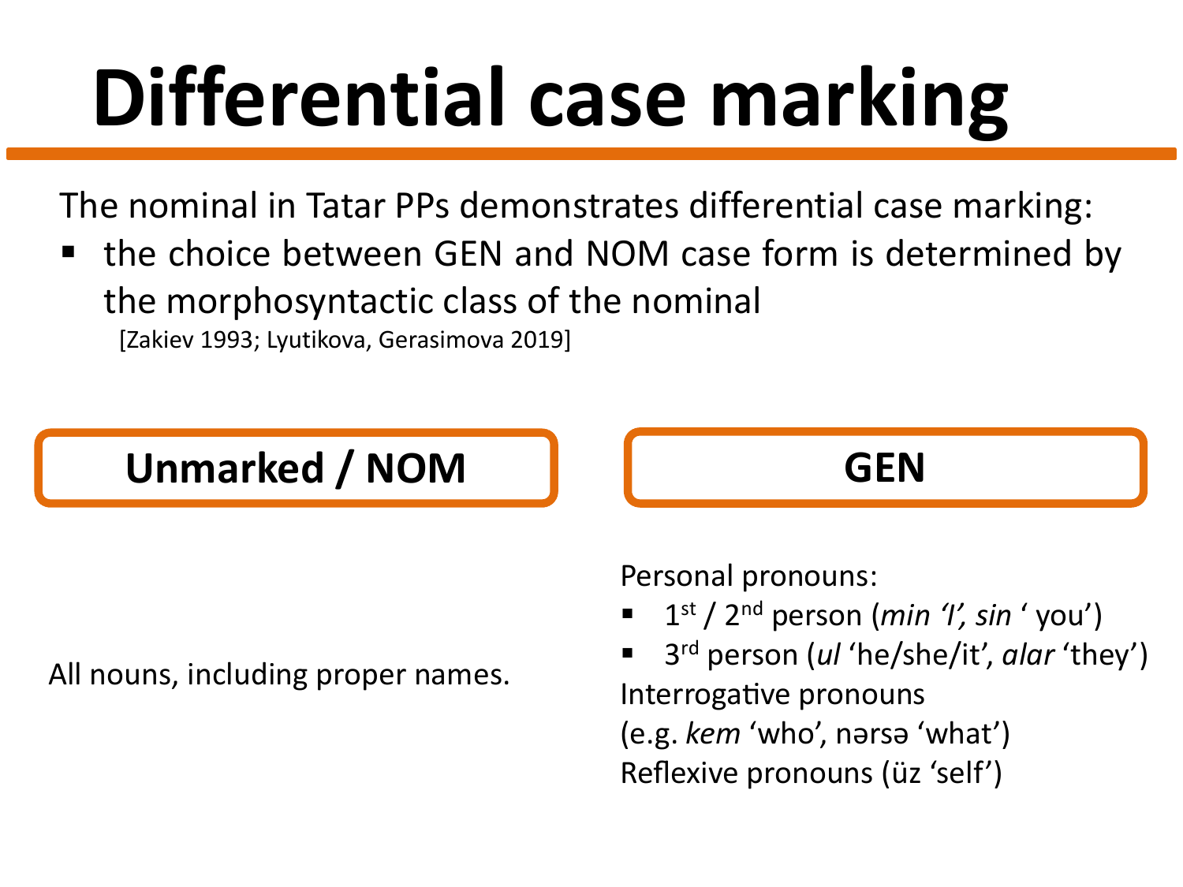# Differential case marking

The nominal in Tatar PPs demonstrates differential case marking:

- the choice between GEN and NOM case form is determined by the morphosyntactic class of the nominal
  [Zakiev 1993; Lyutikova, Gerasimova 2019]

| Unmarked / NOM | GEN |
| --- | --- |
| All nouns, including proper names. | Personal pronouns:<br>▪ 1st / 2nd person (*min 'I', sin* ' you')<br>▪ 3rd person (*ul* 'he/she/it', *alar* 'they')<br>Interrogative pronouns<br>(e.g. *kem* 'who', nərsə 'what')<br>Reflexive pronouns (üz 'self') |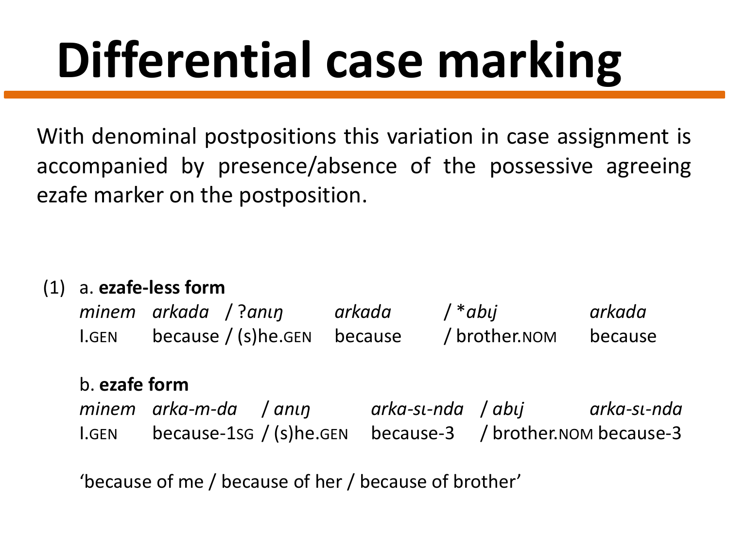# Differential case marking

With denominal postpositions this variation in case assignment is accompanied by presence/absence of the possessive agreeing ezafe marker on the postposition.

(1) a. **ezafe-less form**

| *minem* | *arkada* | / ?*anıŋ* | *arkada* | / **abıj* | *arkada* |
|---|---|---|---|---|---|
| I.GEN | because | / (s)he.GEN | because | / brother.NOM | because |

b. **ezafe form**

| *minem* | *arka-m-da* | / *anıŋ* | *arka-sı-nda* | / *abıj* | *arka-sı-nda* |
|---|---|---|---|---|---|
| I.GEN | because-1SG | / (s)he.GEN | because-3 | / brother.NOM | because-3 |

'because of me / because of her / because of brother'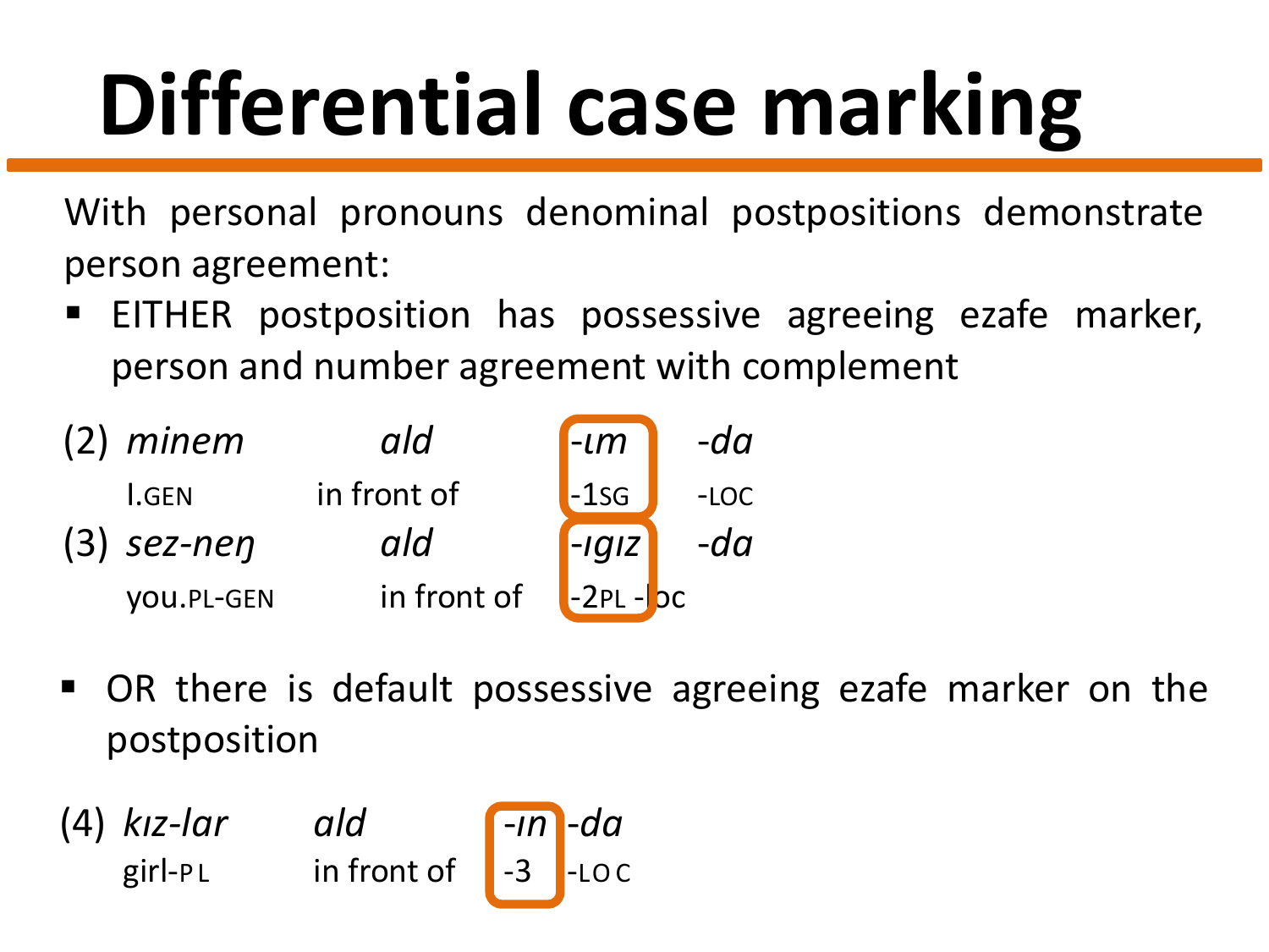# Differential case marking

With personal pronouns denominal postpositions demonstrate person agreement:

- EITHER postposition has possessive agreeing ezafe marker, person and number agreement with complement

| | | | | |
|---|---|---|---|---|
| (2) | *minem* | *ald* | *-ɯm* | *-da* |
| | I.GEN | in front of | -1SG | -LOC |
| (3) | *sez-neŋ* | *ald* | *-ɯgɯz* | *-da* |
| | you.PL-GEN | in front of | -2PL | -loc |

- OR there is default possessive agreeing ezafe marker on the postposition

| | | | | |
|---|---|---|---|---|
| (4) | *kız-lar* | *ald* | *-ɯn* | *-da* |
| | girl-PL | in front of | -3 | -LOC |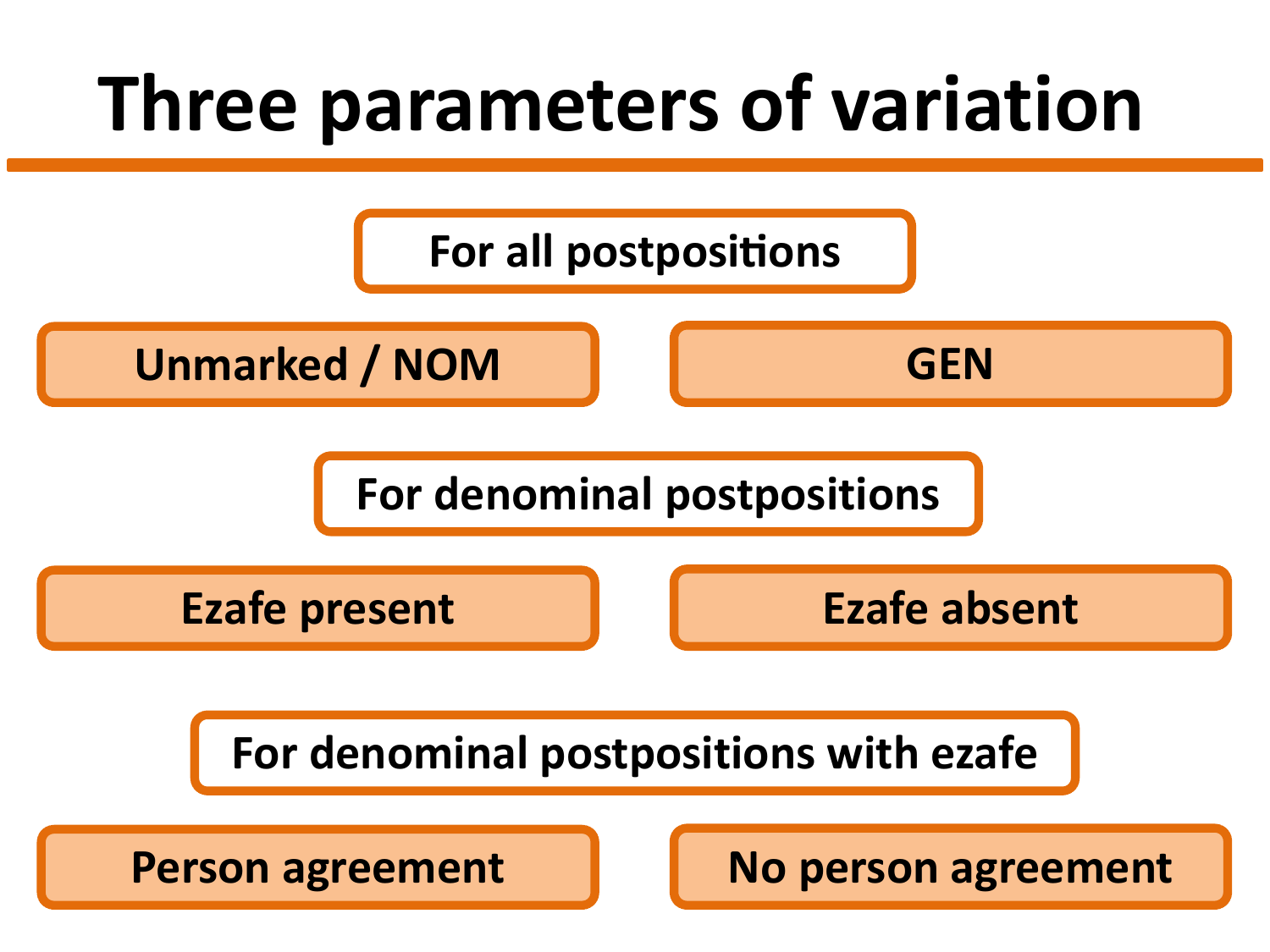# Three parameters of variation

**For all postpositions**

- Unmarked / NOM
- GEN

**For denominal postpositions**

- Ezafe present
- Ezafe absent

**For denominal postpositions with ezafe**

- Person agreement
- No person agreement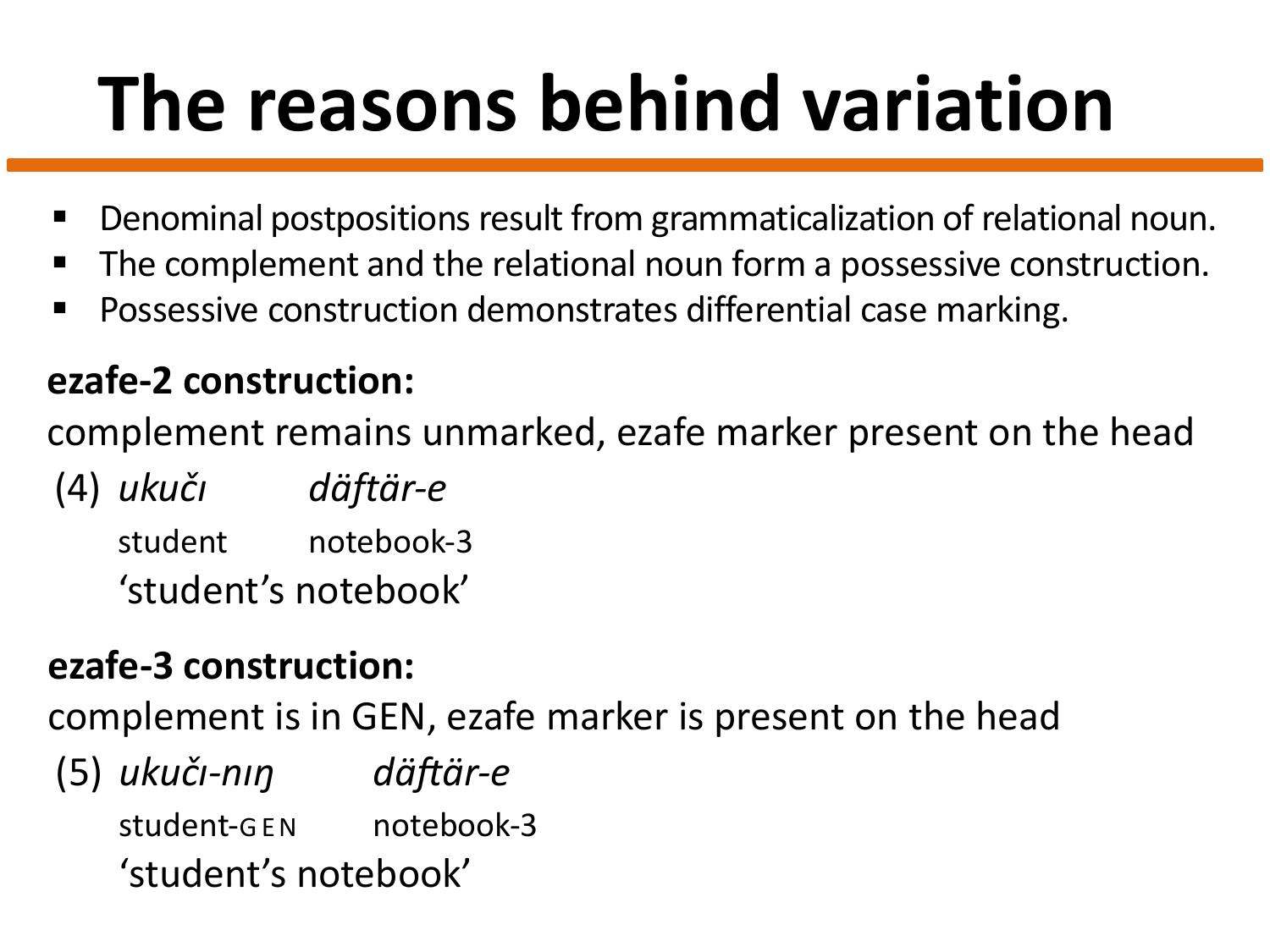# The reasons behind variation

- Denominal postpositions result from grammaticalization of relational noun.
- The complement and the relational noun form a possessive construction.
- Possessive construction demonstrates differential case marking.

**ezafe-2 construction:**

complement remains unmarked, ezafe marker present on the head

(4) *ukučı* *däftär-e*
student notebook-3
'student's notebook'

**ezafe-3 construction:**

complement is in GEN, ezafe marker is present on the head

(5) *ukučı-nıŋ* *däftär-e*
student-GEN notebook-3
'student's notebook'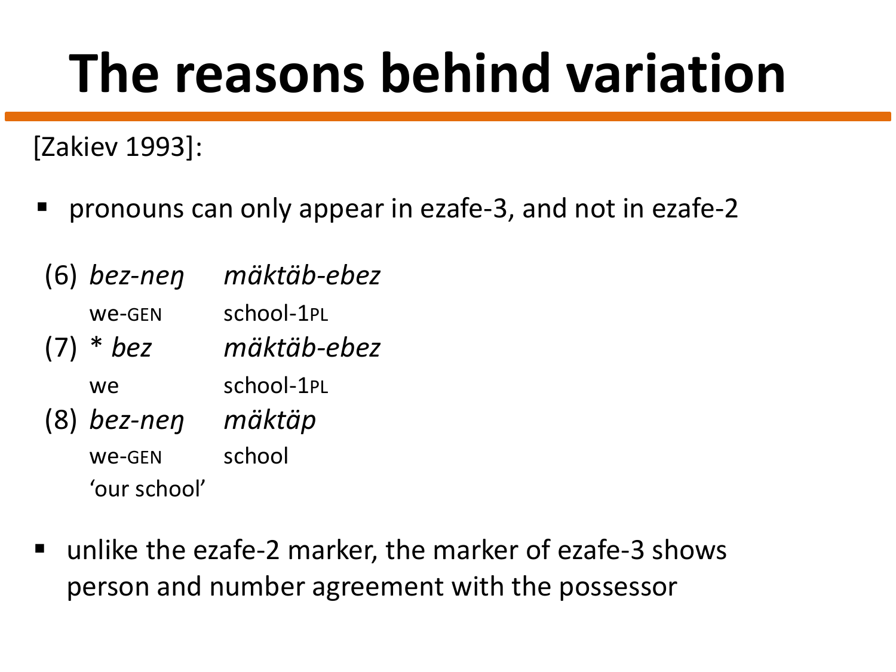# The reasons behind variation

[Zakiev 1993]:

- pronouns can only appear in ezafe-3, and not in ezafe-2

(6) *bez-neŋ* *mäktäb-ebez*
 we-GEN school-1PL

(7) * *bez* *mäktäb-ebez*
 we school-1PL

(8) *bez-neŋ* *mäktäp*
 we-GEN school
 'our school'

- unlike the ezafe-2 marker, the marker of ezafe-3 shows person and number agreement with the possessor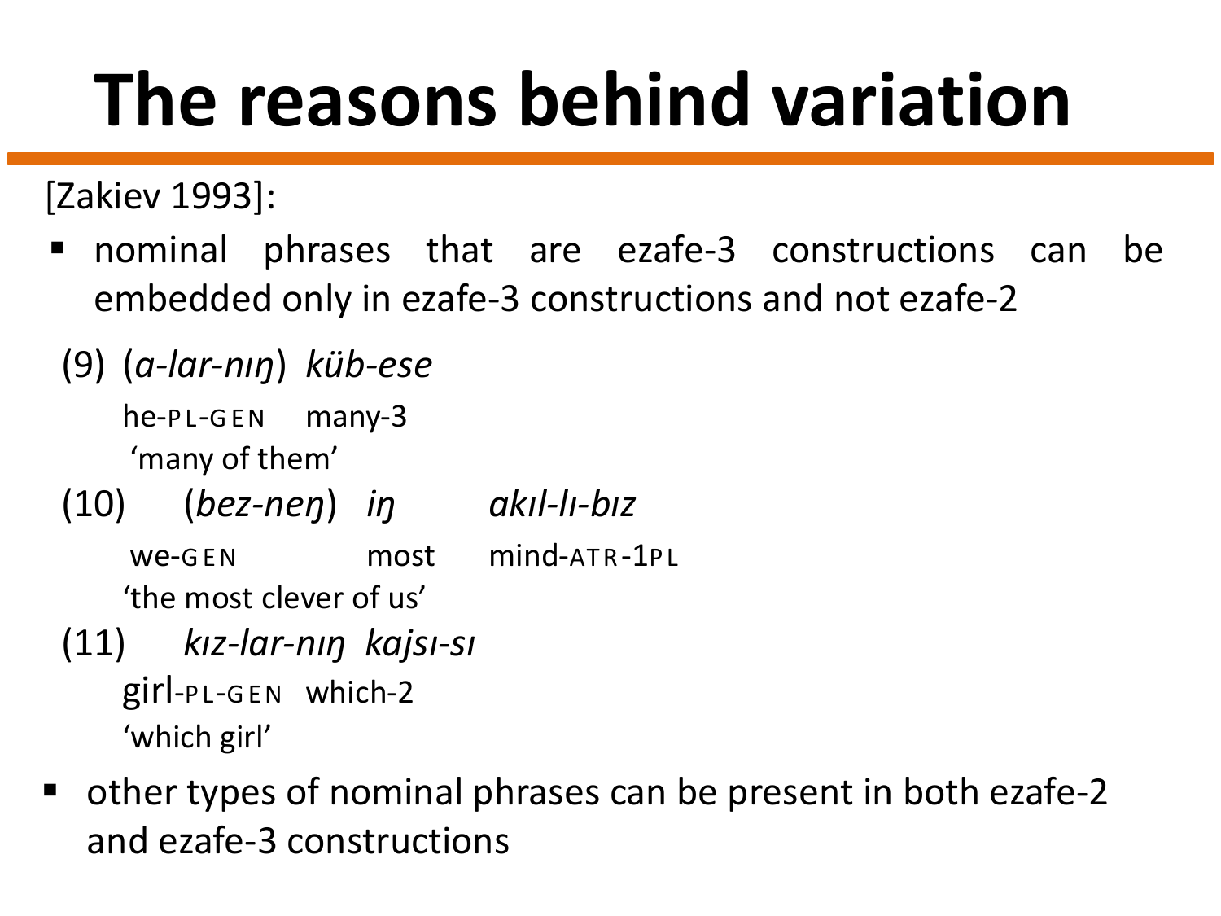# The reasons behind variation

[Zakiev 1993]:

- nominal phrases that are ezafe-3 constructions can be embedded only in ezafe-3 constructions and not ezafe-2

(9) (*a-lar-nıŋ*) *küb-ese*
he-PL-GEN many-3
'many of them'

(10) (*bez-neŋ*) *iŋ* *akıl-lı-bız*
we-GEN most mind-ATR-1PL
'the most clever of us'

(11) *kız-lar-nıŋ* *kajsı-sı*
girl-PL-GEN which-2
'which girl'

- other types of nominal phrases can be present in both ezafe-2 and ezafe-3 constructions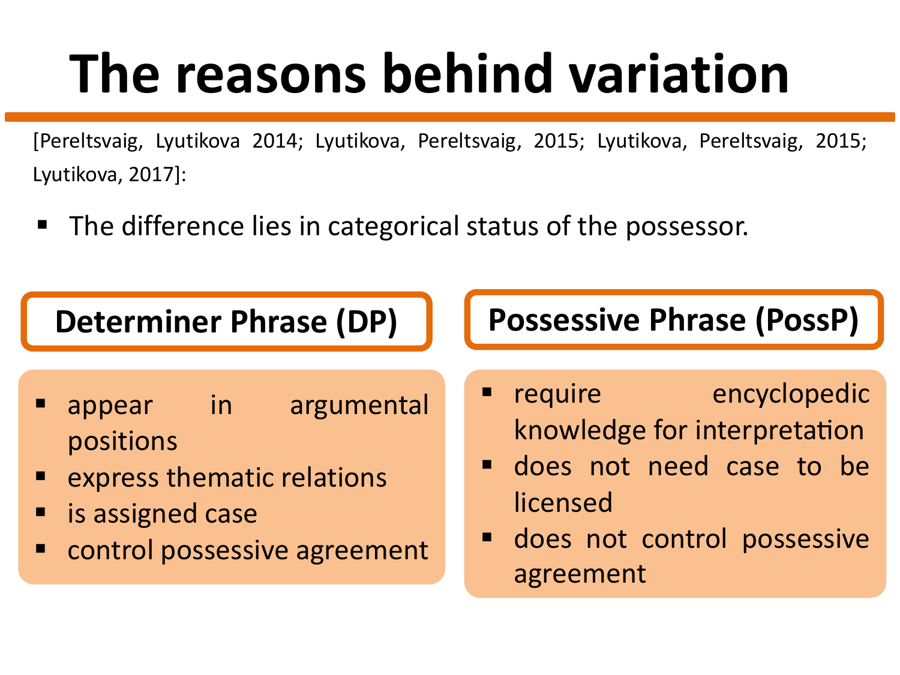# The reasons behind variation

[Pereltsvaig, Lyutikova 2014; Lyutikova, Pereltsvaig, 2015; Lyutikova, Pereltsvaig, 2015; Lyutikova, 2017]:

- The difference lies in categorical status of the possessor.

**Determiner Phrase (DP)**

- appear in argumental positions
- express thematic relations
- is assigned case
- control possessive agreement

**Possessive Phrase (PossP)**

- require encyclopedic knowledge for interpretation
- does not need case to be licensed
- does not control possessive agreement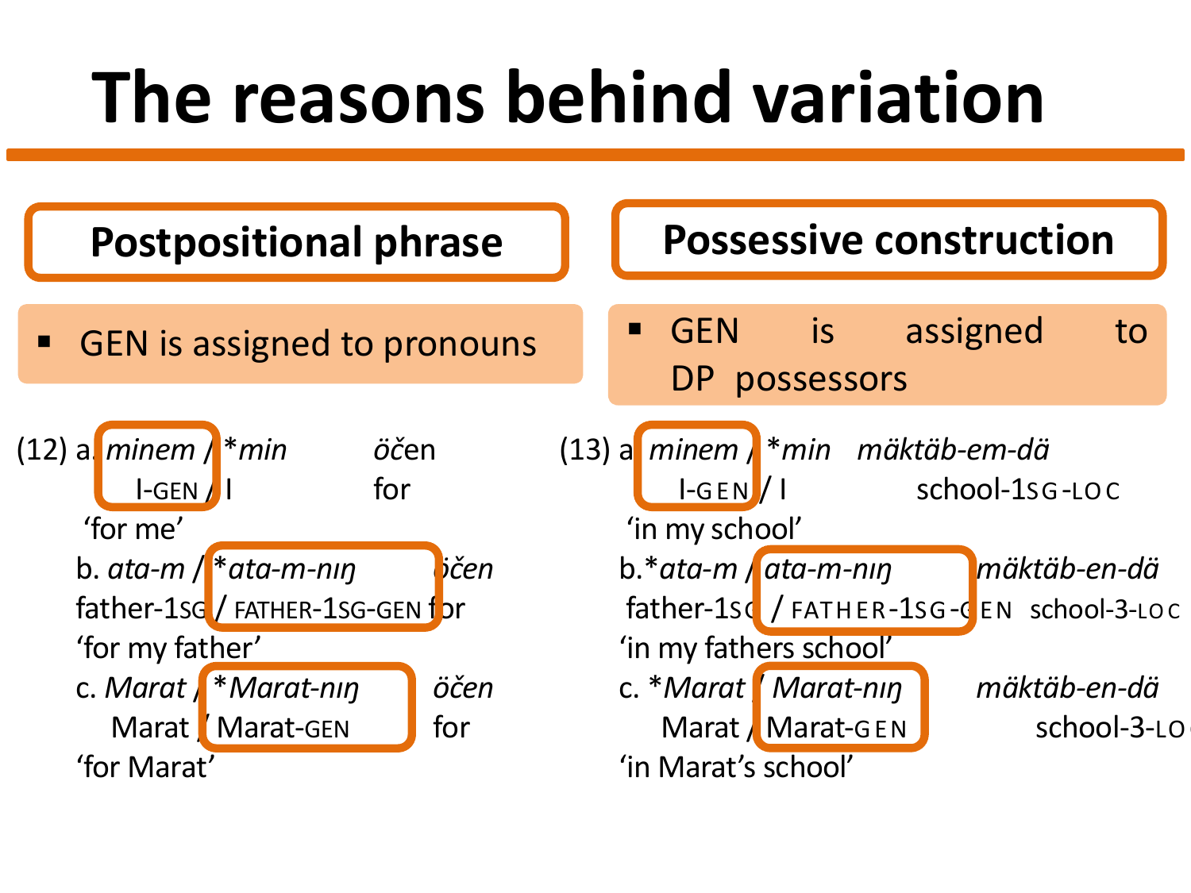# The reasons behind variation

## Postpositional phrase

- GEN is assigned to pronouns

(12) a. *minem* / **min* *öčen*
I-GEN / I for
'for me'

b. *ata-m* / **ata-m-nıŋ* *öčen*
father-1SG / FATHER-1SG-GEN for
'for my father'

c. *Marat* / **Marat-nıŋ* *öčen*
Marat / Marat-GEN for
'for Marat'

## Possessive construction

- GEN is assigned to DP possessors

(13) a. *minem* / **min* *mäktäb-em-dä*
I-GEN / I school-1SG-LOC
'in my school'

b. **ata-m* / *ata-m-nıŋ* *mäktäb-en-dä*
father-1SG / FATHER-1SG-GEN school-3-LOC
'in my fathers school'

c. **Marat* / *Marat-nıŋ* *mäktäb-en-dä*
Marat / Marat-GEN school-3-LOC
'in Marat's school'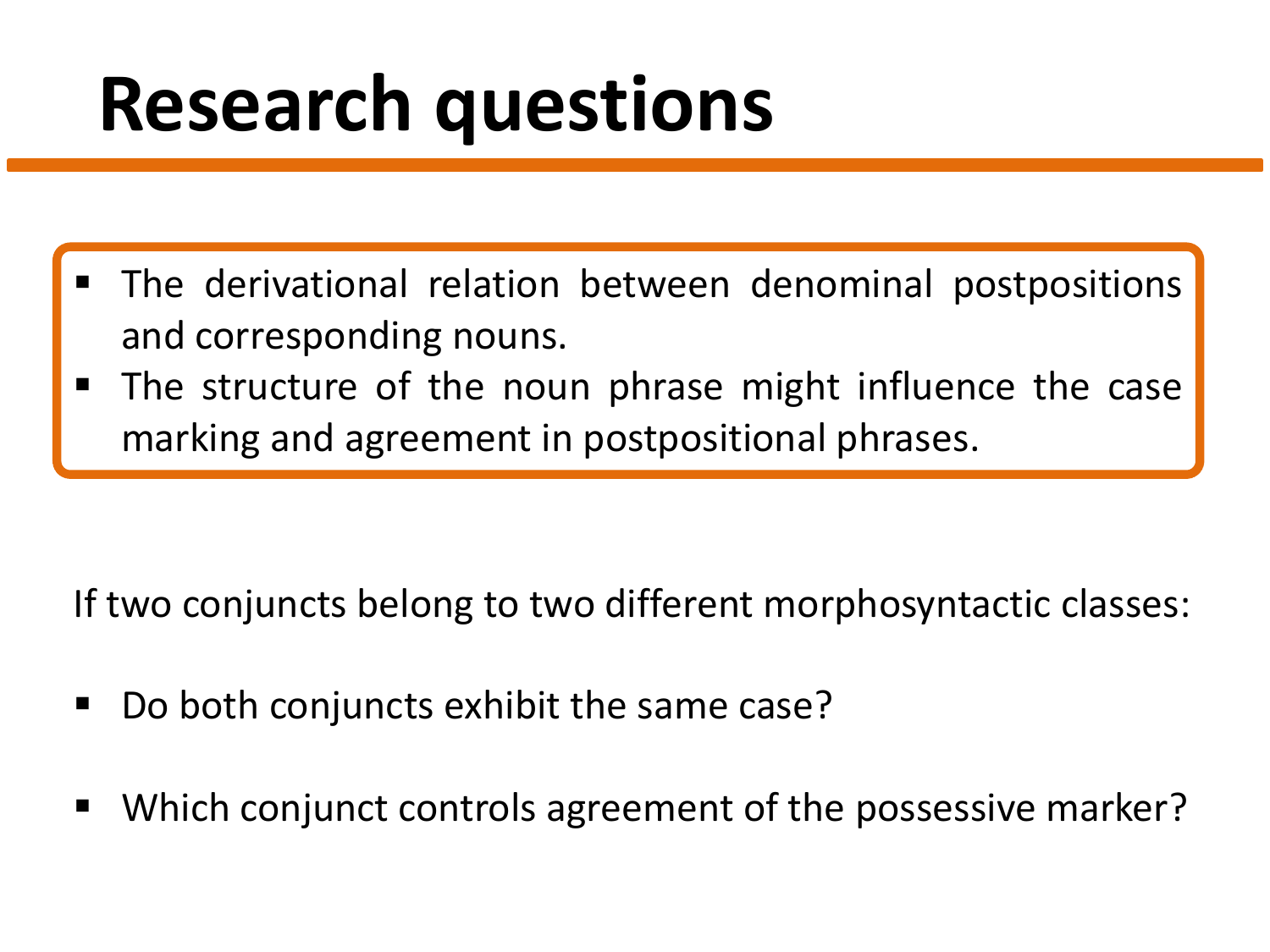# Research questions

- The derivational relation between denominal postpositions and corresponding nouns.
- The structure of the noun phrase might influence the case marking and agreement in postpositional phrases.

If two conjuncts belong to two different morphosyntactic classes:

- Do both conjuncts exhibit the same case?
- Which conjunct controls agreement of the possessive marker?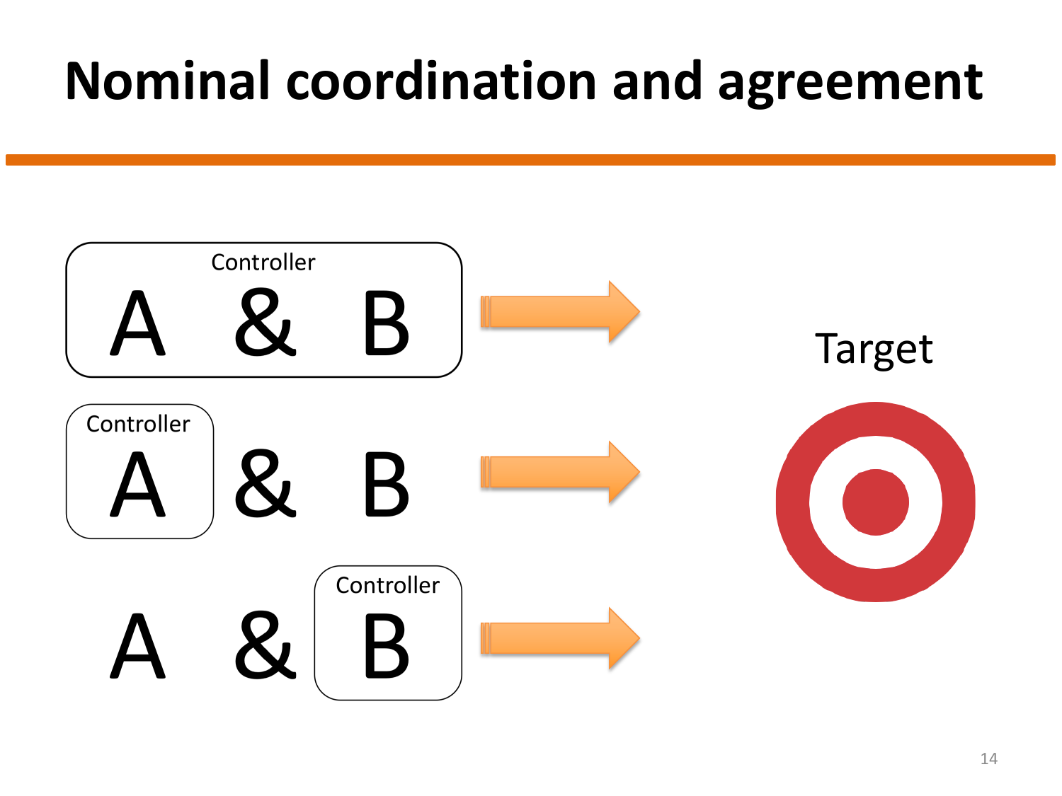# Nominal coordination and agreement

Controller
A & B → Target

Controller
A & B → Target

Controller
A & B → Target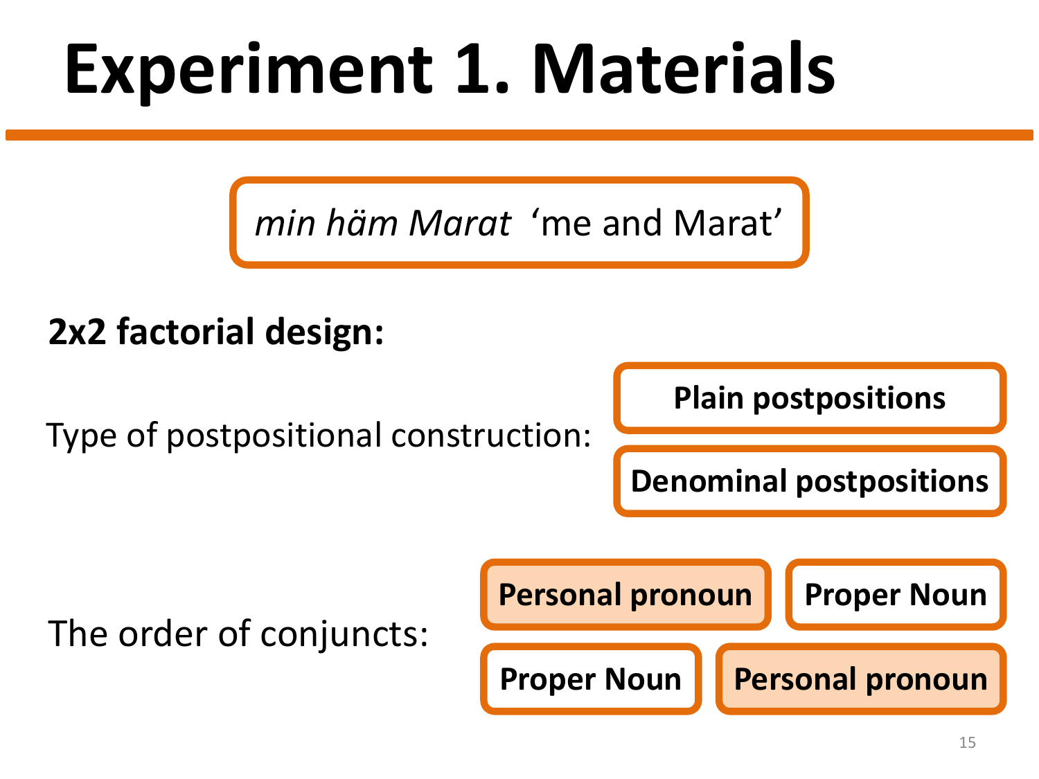# Experiment 1. Materials

*min häm Marat* ‘me and Marat’

**2x2 factorial design:**

Type of postpositional construction:

- **Plain postpositions**
- **Denominal postpositions**

The order of conjuncts:

- **Personal pronoun** **Proper Noun**
- **Proper Noun** **Personal pronoun**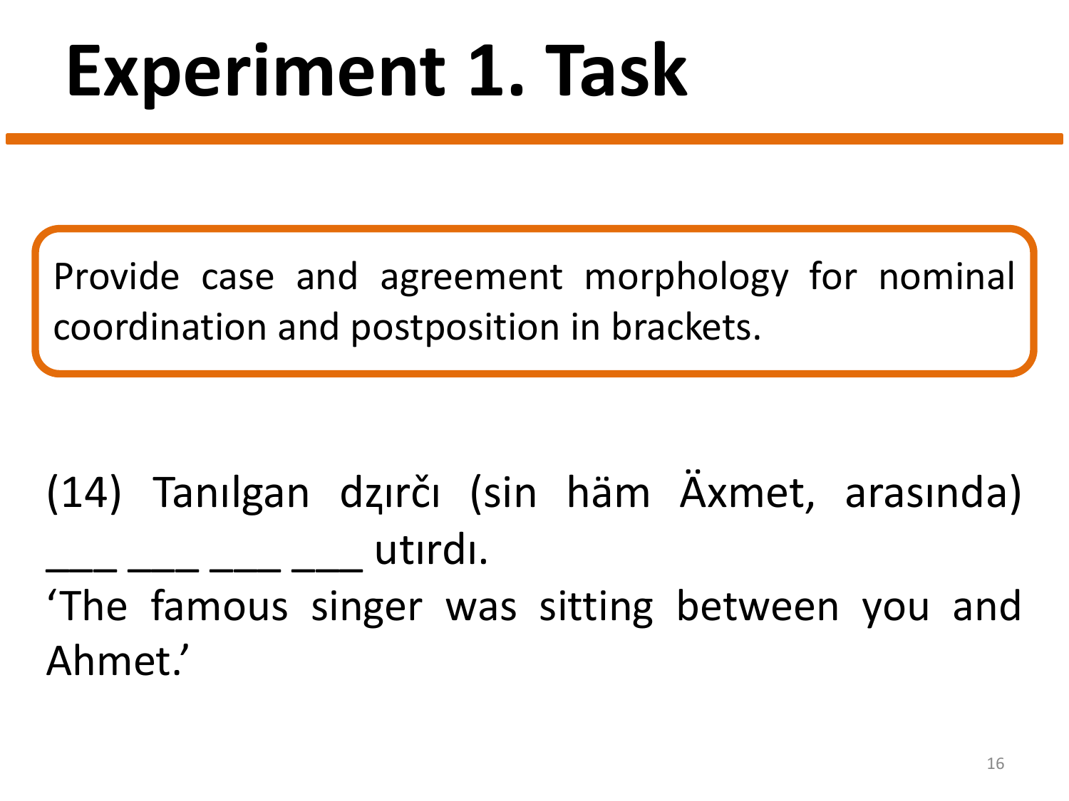# Experiment 1. Task

Provide case and agreement morphology for nominal coordination and postposition in brackets.

(14) Tanılgan dzırčı (sin häm Äxmet, arasında) ___ ___ ___ ___ utırdı.
'The famous singer was sitting between you and Ahmet.'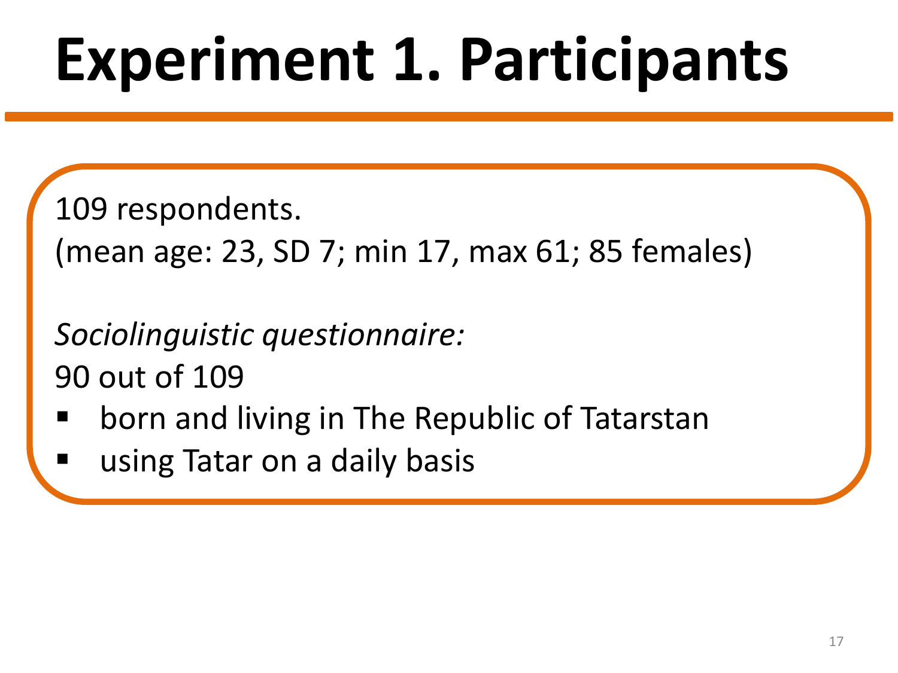# Experiment 1. Participants

109 respondents.
(mean age: 23, SD 7; min 17, max 61; 85 females)

*Sociolinguistic questionnaire:*
90 out of 109

- born and living in The Republic of Tatarstan
- using Tatar on a daily basis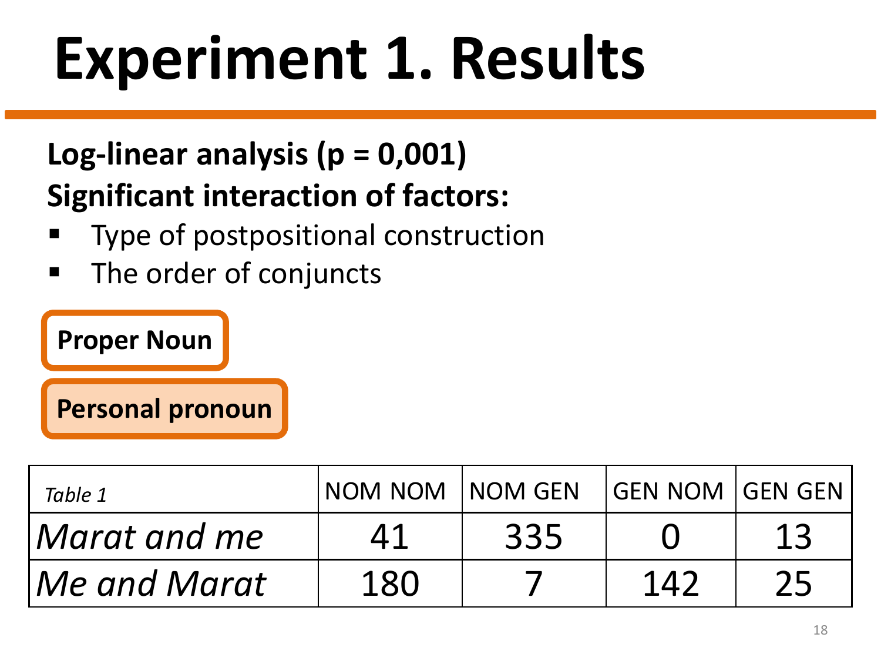# Experiment 1. Results

**Log-linear analysis (p = 0,001)**

**Significant interaction of factors:**

- Type of postpositional construction
- The order of conjuncts

**Proper Noun**

**Personal pronoun**

| *Table 1* | NOM NOM | NOM GEN | GEN NOM | GEN GEN |
|---|---|---|---|---|
| *Marat and me* | 41 | 335 | 0 | 13 |
| *Me and Marat* | 180 | 7 | 142 | 25 |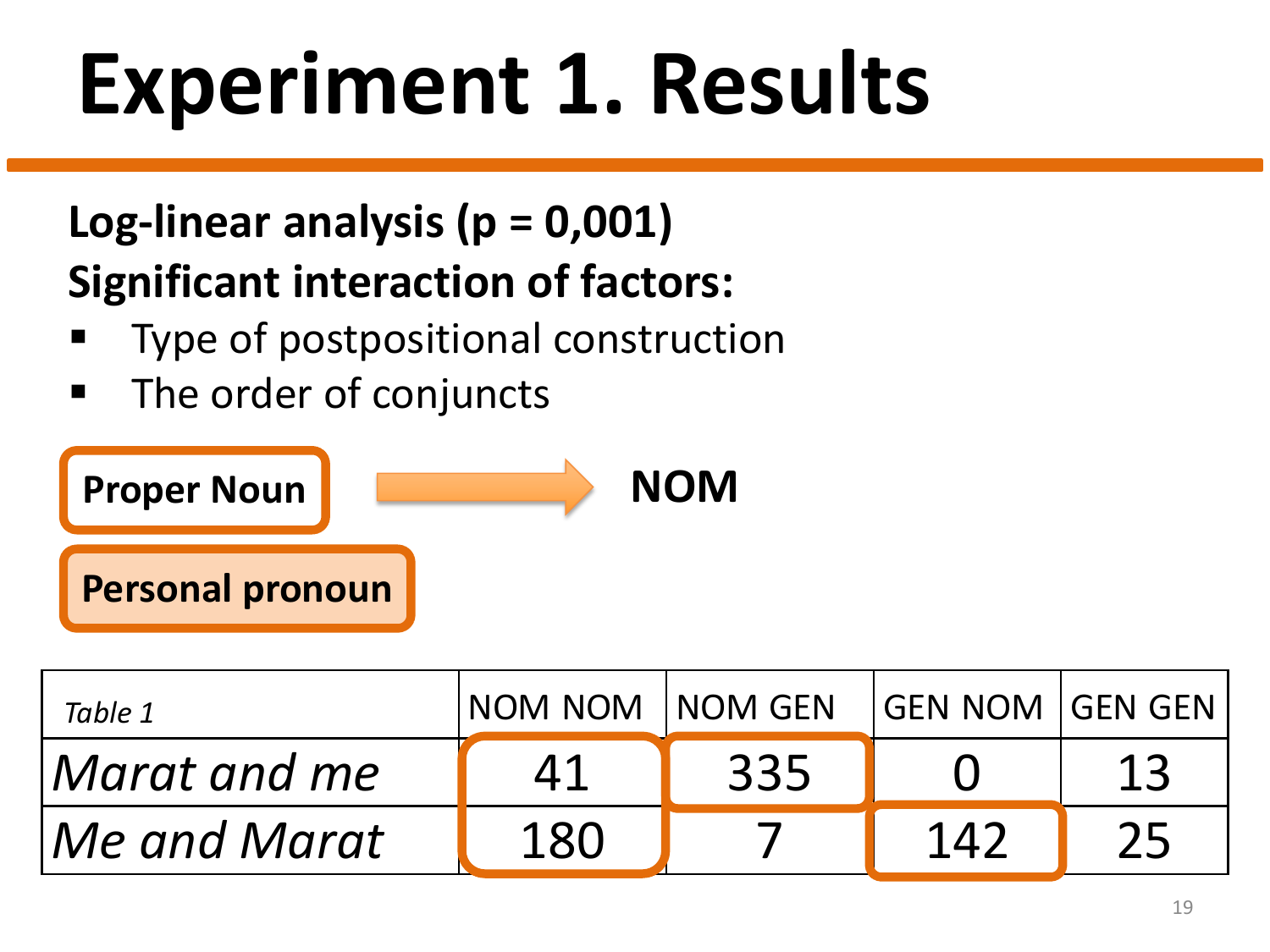# Experiment 1. Results

**Log-linear analysis (p = 0,001)**

**Significant interaction of factors:**

- Type of postpositional construction
- The order of conjuncts

**Proper Noun** → **NOM**

**Personal pronoun**

| *Table 1* | NOM NOM | NOM GEN | GEN NOM | GEN GEN |
|---|---|---|---|---|
| *Marat and me* | 41 | 335 | 0 | 13 |
| *Me and Marat* | 180 | 7 | 142 | 25 |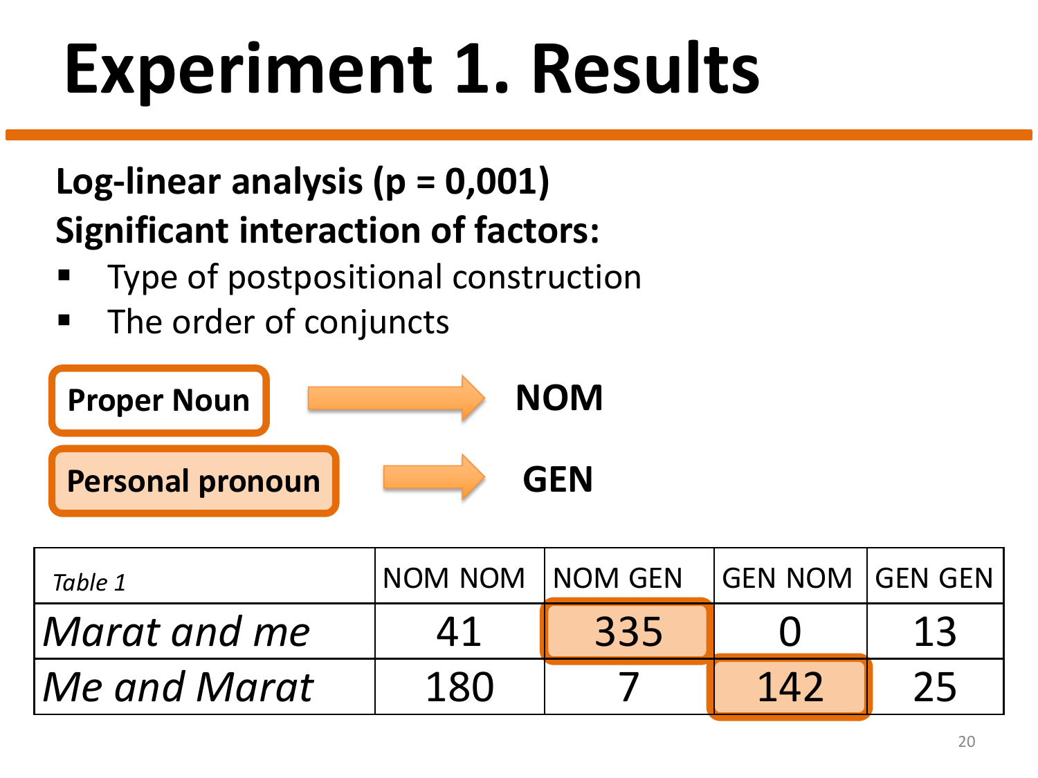# Experiment 1. Results

**Log-linear analysis (p = 0,001)**

**Significant interaction of factors:**

- Type of postpositional construction
- The order of conjuncts

**Proper Noun** → **NOM**

**Personal pronoun** → **GEN**

| *Table 1* | NOM NOM | NOM GEN | GEN NOM | GEN GEN |
|---|---|---|---|---|
| *Marat and me* | 41 | 335 | 0 | 13 |
| *Me and Marat* | 180 | 7 | 142 | 25 |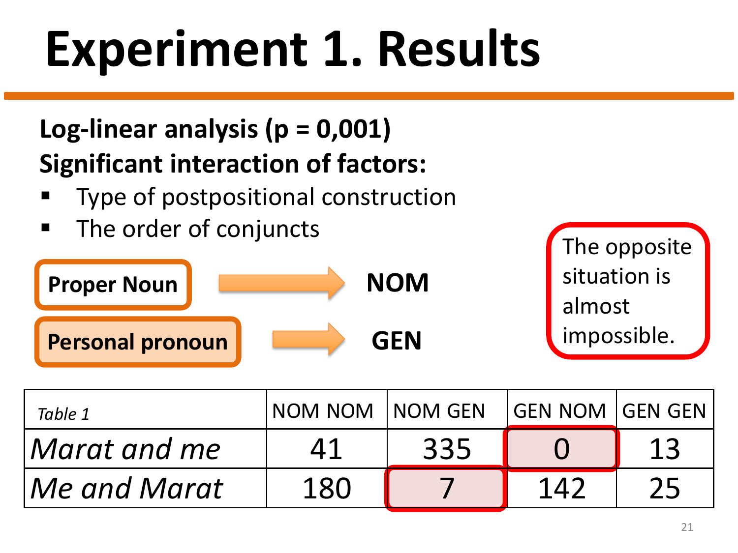# Experiment 1. Results

**Log-linear analysis (p = 0,001)**

**Significant interaction of factors:**

- Type of postpositional construction
- The order of conjuncts

**Proper Noun** → **NOM**

**Personal pronoun** → **GEN**

The opposite situation is almost impossible.

| *Table 1* | NOM NOM | NOM GEN | GEN NOM | GEN GEN |
|---|---|---|---|---|
| *Marat and me* | 41 | 335 | 0 | 13 |
| *Me and Marat* | 180 | 7 | 142 | 25 |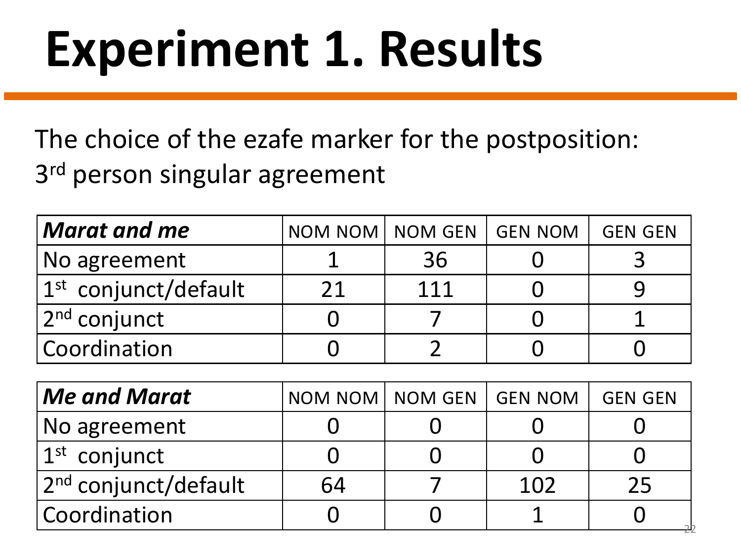# Experiment 1. Results

The choice of the ezafe marker for the postposition: 3rd person singular agreement

| ***Marat and me*** | NOM NOM | NOM GEN | GEN NOM | GEN GEN |
|---|---|---|---|---|
| No agreement | 1 | 36 | 0 | 3 |
| 1st conjunct/default | 21 | 111 | 0 | 9 |
| 2nd conjunct | 0 | 7 | 0 | 1 |
| Coordination | 0 | 2 | 0 | 0 |

| ***Me and Marat*** | NOM NOM | NOM GEN | GEN NOM | GEN GEN |
|---|---|---|---|---|
| No agreement | 0 | 0 | 0 | 0 |
| 1st conjunct | 0 | 0 | 0 | 0 |
| 2nd conjunct/default | 64 | 7 | 102 | 25 |
| Coordination | 0 | 0 | 1 | 0 |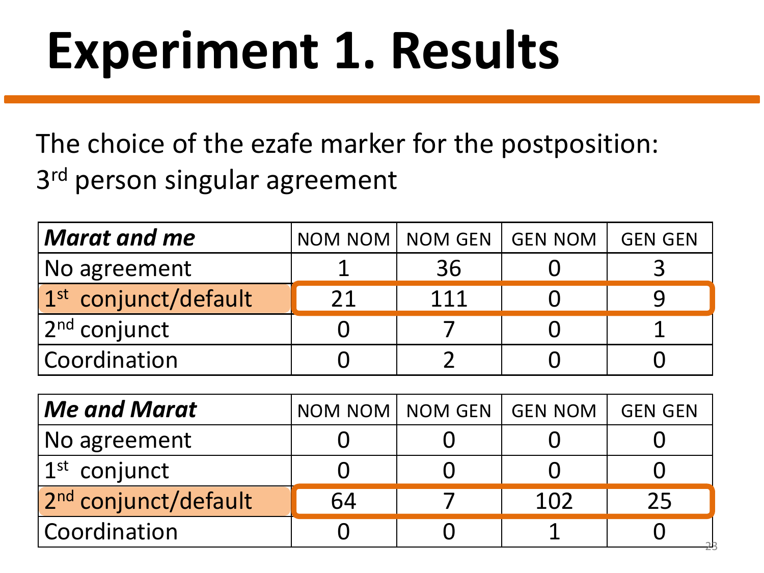# Experiment 1. Results

The choice of the ezafe marker for the postposition: 3rd person singular agreement

| ***Marat and me*** | NOM NOM | NOM GEN | GEN NOM | GEN GEN |
|---|---|---|---|---|
| No agreement | 1 | 36 | 0 | 3 |
| 1st conjunct/default | 21 | 111 | 0 | 9 |
| 2nd conjunct | 0 | 7 | 0 | 1 |
| Coordination | 0 | 2 | 0 | 0 |

| ***Me and Marat*** | NOM NOM | NOM GEN | GEN NOM | GEN GEN |
|---|---|---|---|---|
| No agreement | 0 | 0 | 0 | 0 |
| 1st conjunct | 0 | 0 | 0 | 0 |
| 2nd conjunct/default | 64 | 7 | 102 | 25 |
| Coordination | 0 | 0 | 1 | 0 |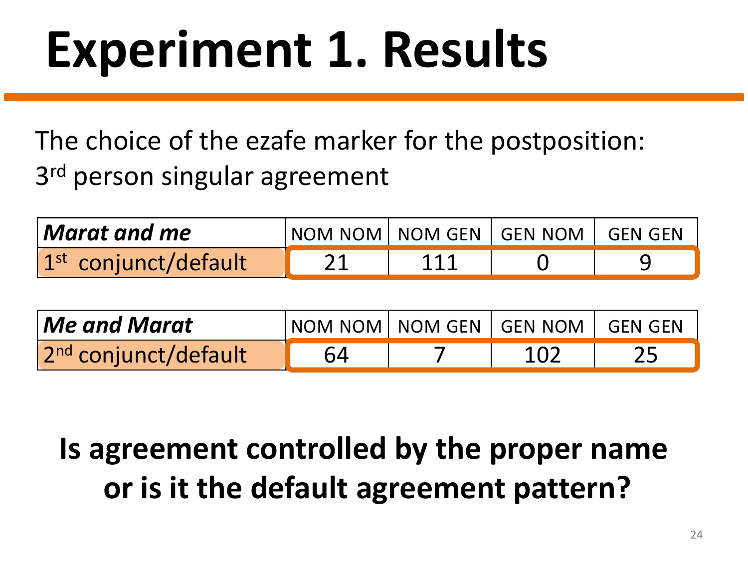# Experiment 1. Results

The choice of the ezafe marker for the postposition: 3rd person singular agreement

| ***Marat and me*** | NOM NOM | NOM GEN | GEN NOM | GEN GEN |
|---|---|---|---|---|
| 1st conjunct/default | 21 | 111 | 0 | 9 |

| ***Me and Marat*** | NOM NOM | NOM GEN | GEN NOM | GEN GEN |
|---|---|---|---|---|
| 2nd conjunct/default | 64 | 7 | 102 | 25 |

**Is agreement controlled by the proper name or is it the default agreement pattern?**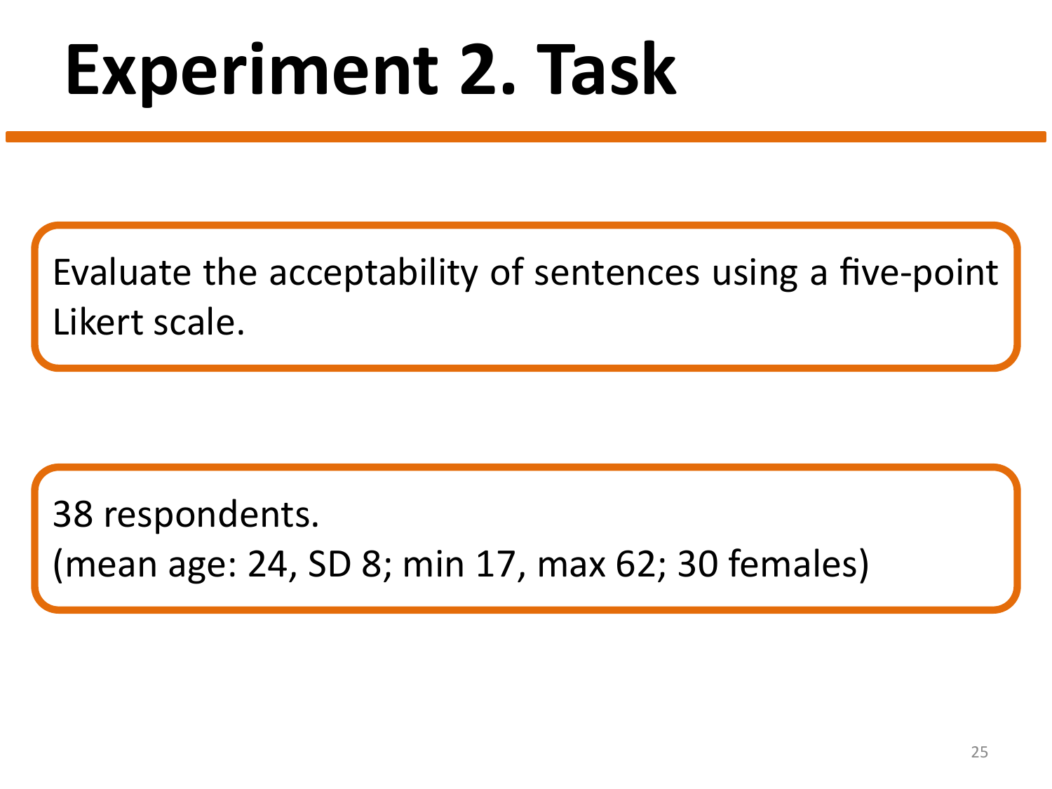# Experiment 2. Task

Evaluate the acceptability of sentences using a five-point Likert scale.

38 respondents.
(mean age: 24, SD 8; min 17, max 62; 30 females)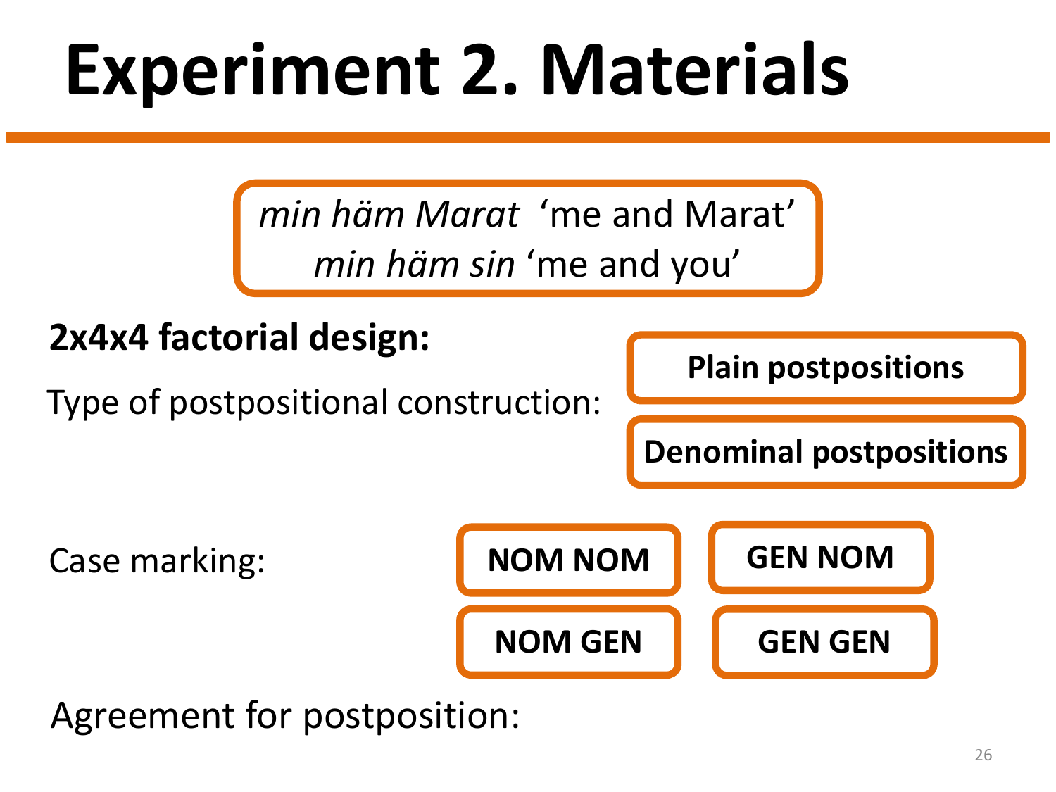# Experiment 2. Materials

*min häm Marat* ‘me and Marat’
*min häm sin* ‘me and you’

**2x4x4 factorial design:**

Type of postpositional construction:

- **Plain postpositions**
- **Denominal postpositions**

Case marking:

- **NOM NOM**
- **GEN NOM**
- **NOM GEN**
- **GEN GEN**

Agreement for postposition: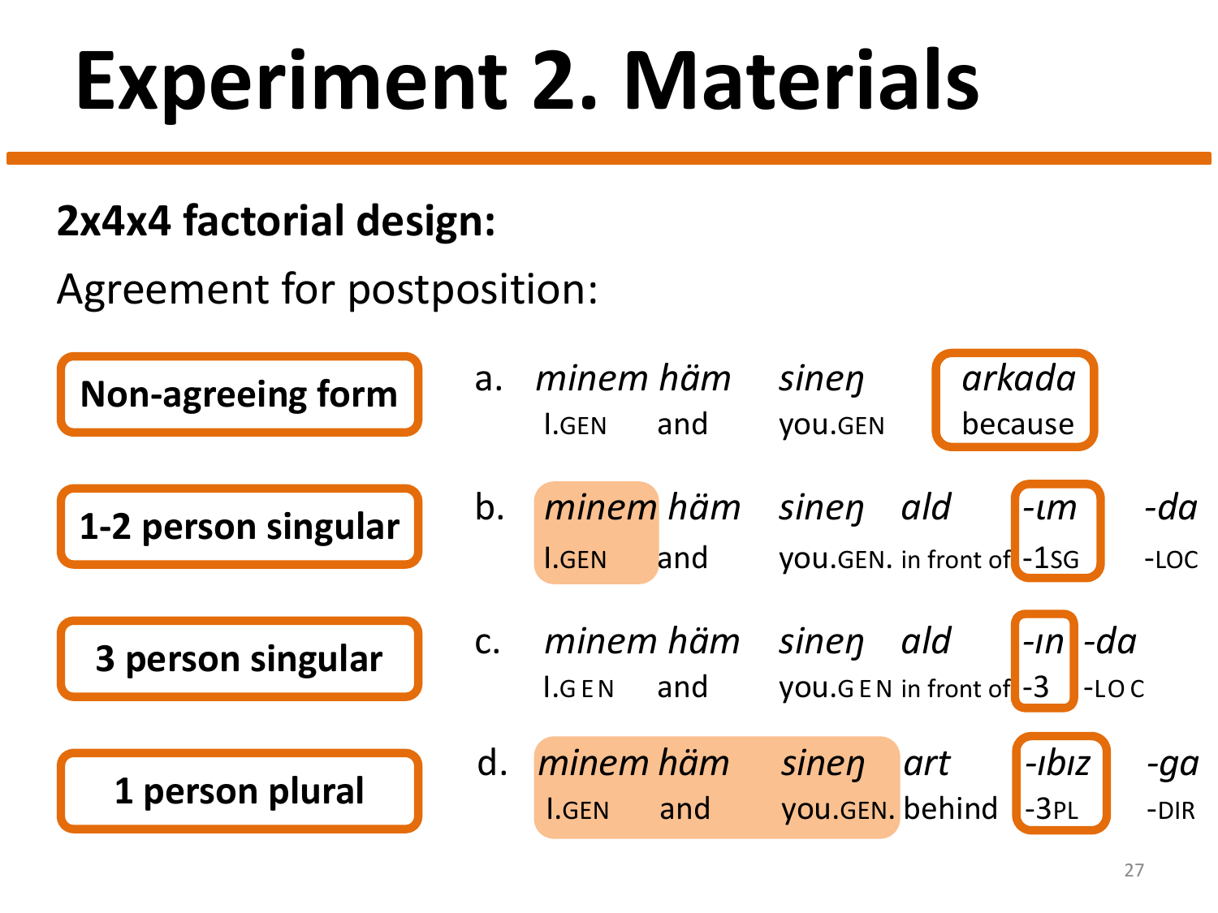# Experiment 2. Materials

**2x4x4 factorial design:**

Agreement for postposition:

| Condition | | | | | | | |
|---|---|---|---|---|---|---|---|
| **Non-agreeing form** | a. | *minem häm* | *sineŋ* | *arkada* | | | |
| | | I.GEN and | you.GEN | because | | | |
| **1-2 person singular** | b. | *minem häm* | *sineŋ* | *ald* | *-ɯm* | *-da* | |
| | | I.GEN and | you.GEN. | in front of | -1SG | -LOC | |
| **3 person singular** | c. | *minem häm* | *sineŋ* | *ald* | *-ɪn* | *-da* | |
| | | I.GEN and | you.GEN | in front of | -3 | -LOC | |
| **1 person plural** | d. | *minem häm* | *sineŋ* | *art* | *-ıbız* | *-ga* | |
| | | I.GEN and | you.GEN. | behind | -3PL | -DIR | |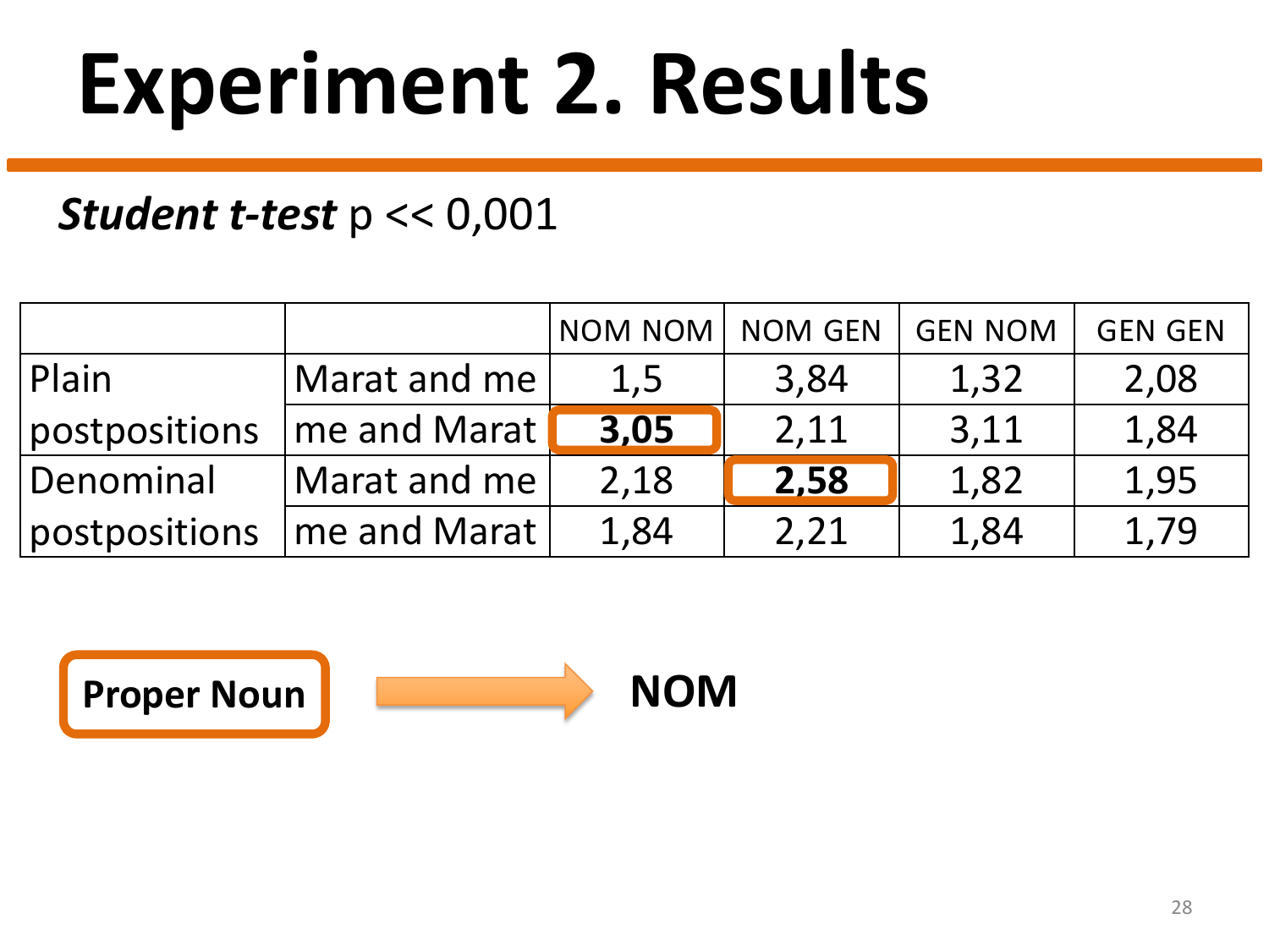# Experiment 2. Results

***Student t-test*** $p << 0,001$

| | | NOM NOM | NOM GEN | GEN NOM | GEN GEN |
|---|---|---|---|---|---|
| Plain postpositions | Marat and me | 1,5 | 3,84 | 1,32 | 2,08 |
| | me and Marat | **3,05** | 2,11 | 3,11 | 1,84 |
| Denominal postpositions | Marat and me | 2,18 | **2,58** | 1,82 | 1,95 |
| | me and Marat | 1,84 | 2,21 | 1,84 | 1,79 |

**Proper Noun** → **NOM**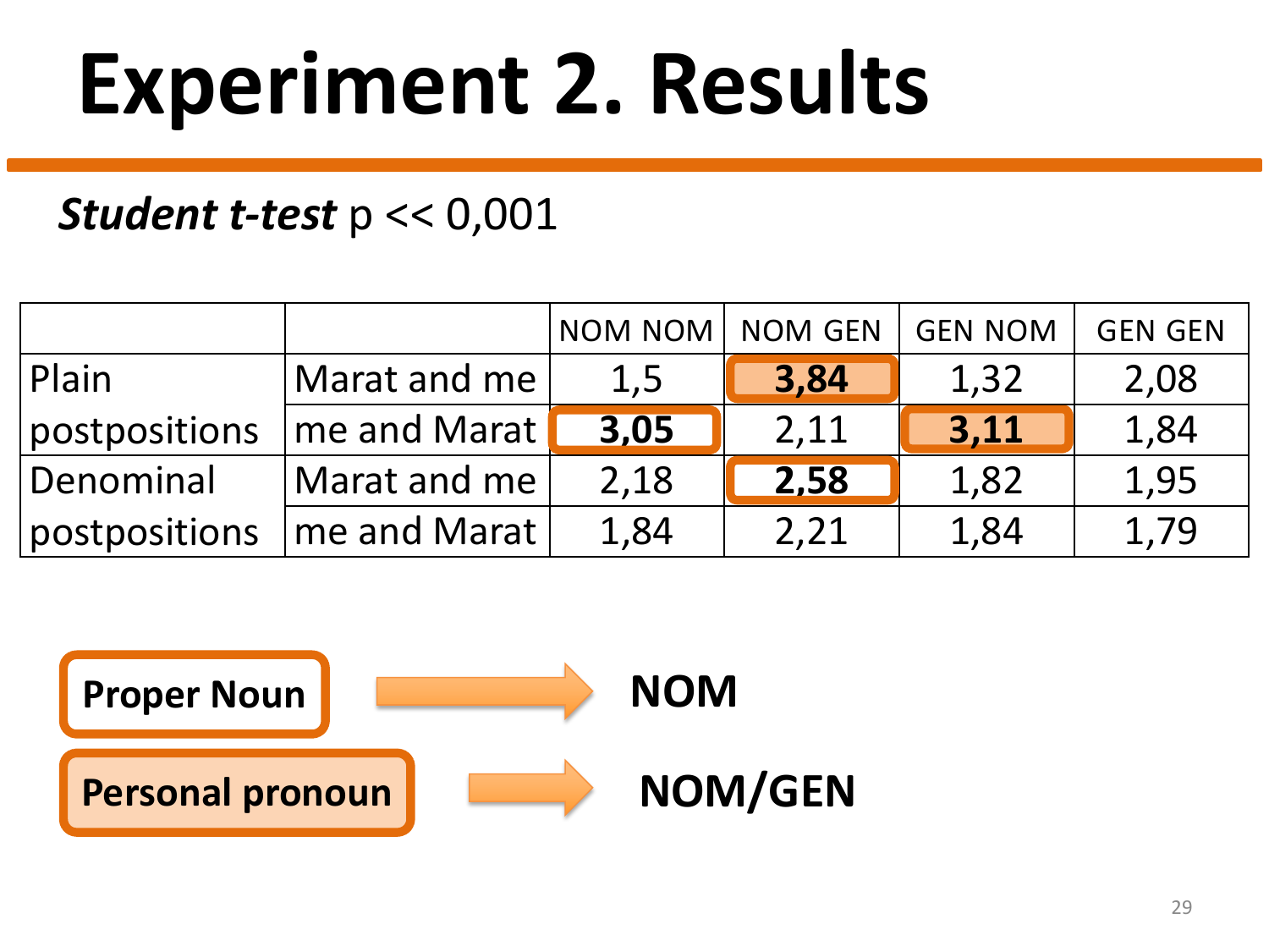# Experiment 2. Results

***Student t-test*** $p << 0,001$

| | | NOM NOM | NOM GEN | GEN NOM | GEN GEN |
|---|---|---|---|---|---|
| Plain postpositions | Marat and me | 1,5 | **3,84** | 1,32 | 2,08 |
| | me and Marat | **3,05** | 2,11 | **3,11** | 1,84 |
| Denominal postpositions | Marat and me | 2,18 | **2,58** | 1,82 | 1,95 |
| | me and Marat | 1,84 | 2,21 | 1,84 | 1,79 |

**Proper Noun** → **NOM**

**Personal pronoun** → **NOM/GEN**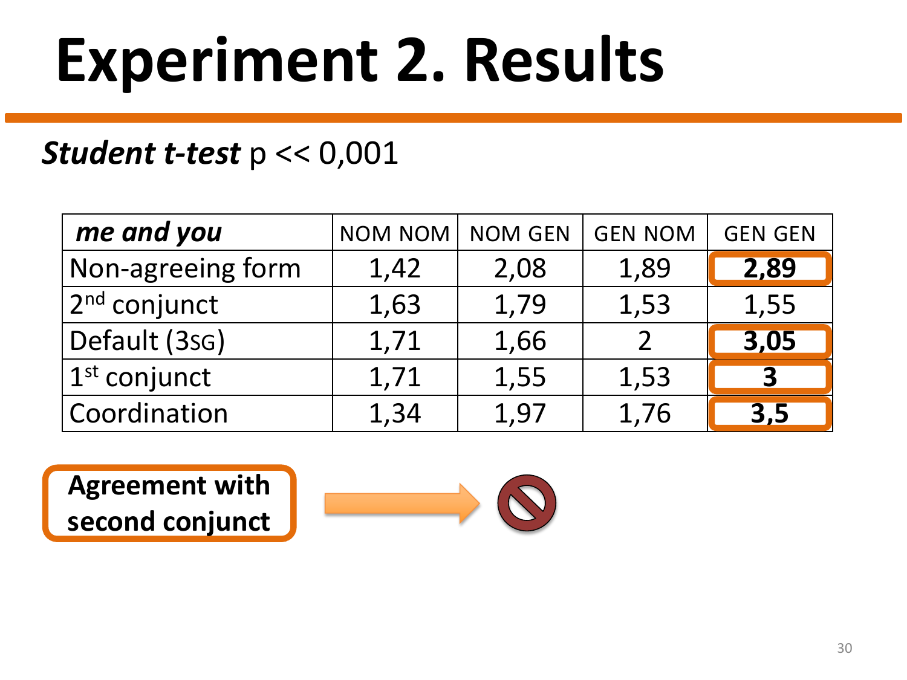# Experiment 2. Results

***Student t-test*** $p << 0{,}001$

| ***me and you*** | NOM NOM | NOM GEN | GEN NOM | GEN GEN |
|---|---|---|---|---|
| Non-agreeing form | 1,42 | 2,08 | 1,89 | **2,89** |
| 2nd conjunct | 1,63 | 1,79 | 1,53 | 1,55 |
| Default (3SG) | 1,71 | 1,66 | 2 | **3,05** |
| 1st conjunct | 1,71 | 1,55 | 1,53 | **3** |
| Coordination | 1,34 | 1,97 | 1,76 | **3,5** |

**Agreement with second conjunct** →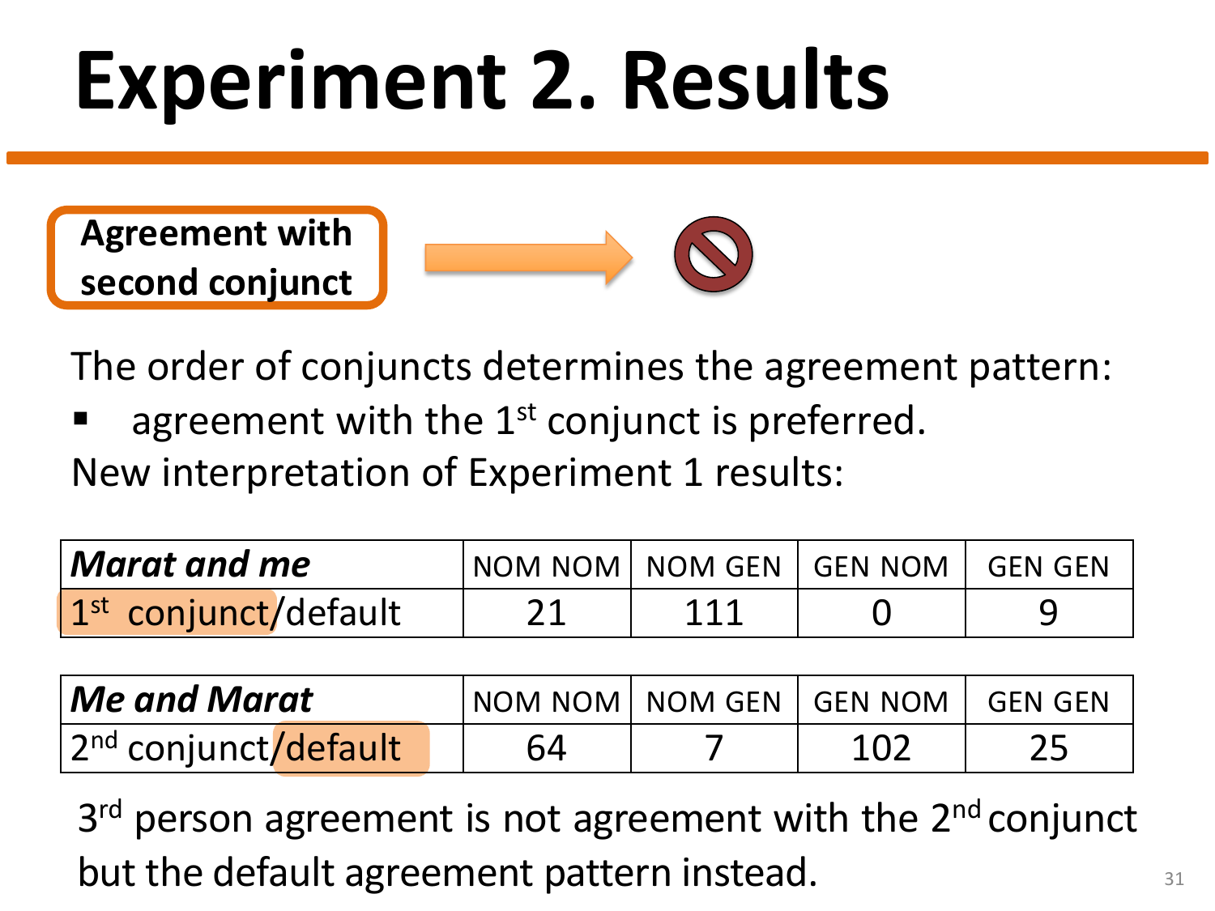# Experiment 2. Results

**Agreement with second conjunct**

The order of conjuncts determines the agreement pattern:

- agreement with the 1st conjunct is preferred.

New interpretation of Experiment 1 results:

| *Marat and me* | NOM NOM | NOM GEN | GEN NOM | GEN GEN |
|---|---|---|---|---|
| 1st conjunct/default | 21 | 111 | 0 | 9 |

| *Me and Marat* | NOM NOM | NOM GEN | GEN NOM | GEN GEN |
|---|---|---|---|---|
| 2nd conjunct/default | 64 | 7 | 102 | 25 |

3rd person agreement is not agreement with the 2nd conjunct but the default agreement pattern instead.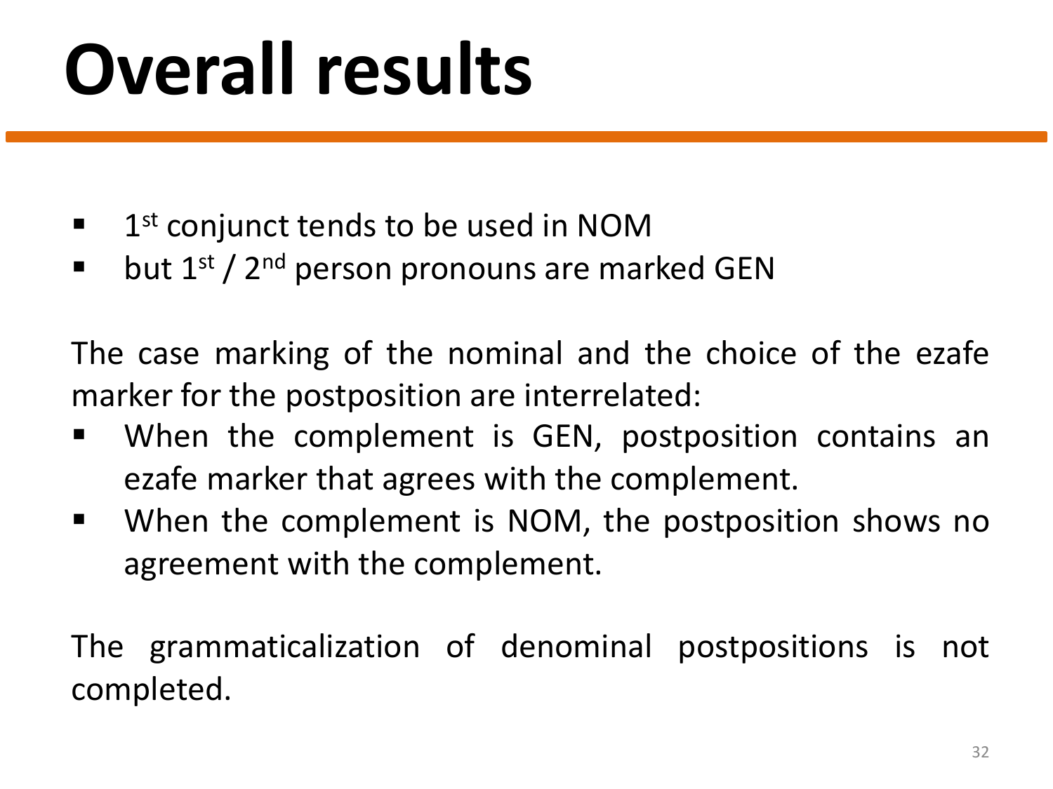# Overall results

- 1st conjunct tends to be used in NOM
- but 1st / 2nd person pronouns are marked GEN

The case marking of the nominal and the choice of the ezafe marker for the postposition are interrelated:

- When the complement is GEN, postposition contains an ezafe marker that agrees with the complement.
- When the complement is NOM, the postposition shows no agreement with the complement.

The grammaticalization of denominal postpositions is not completed.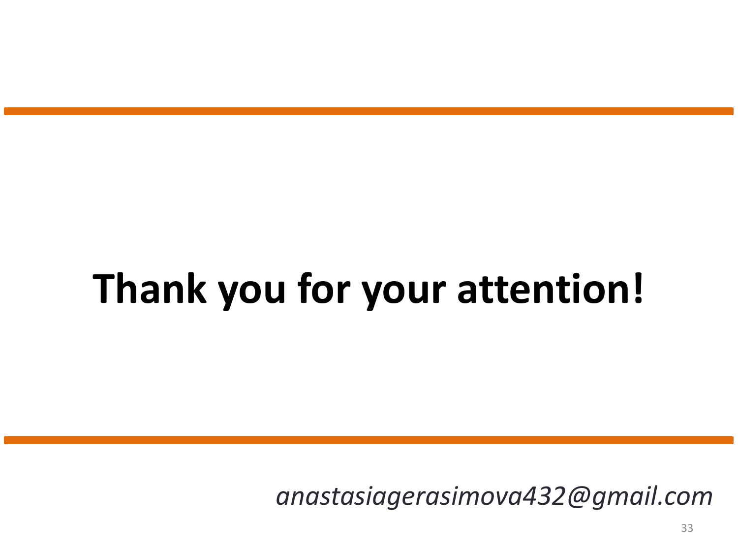# Thank you for your attention!

*anastasiagerasimova432@gmail.com*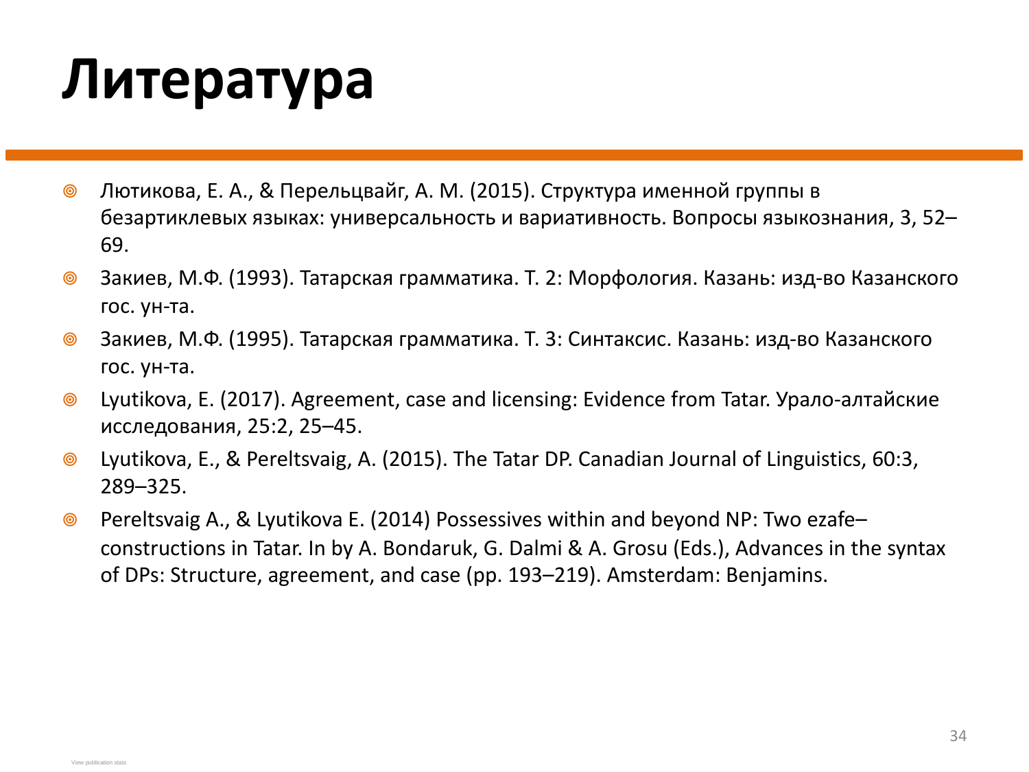# Литература

- Лютикова, Е. А., & Перельцвайг, А. М. (2015). Структура именной группы в безартиклевых языках: универсальность и вариативность. Вопросы языкознания, 3, 52–69.
- Закиев, М.Ф. (1993). Татарская грамматика. Т. 2: Морфология. Казань: изд-во Казанского гос. ун-та.
- Закиев, М.Ф. (1995). Татарская грамматика. Т. 3: Синтаксис. Казань: изд-во Казанского гос. ун-та.
- Lyutikova, E. (2017). Agreement, case and licensing: Evidence from Tatar. Урало-алтайские исследования, 25:2, 25–45.
- Lyutikova, E., & Pereltsvaig, A. (2015). The Tatar DP. Canadian Journal of Linguistics, 60:3, 289–325.
- Pereltsvaig A., & Lyutikova E. (2014) Possessives within and beyond NP: Two ezafe–constructions in Tatar. In by A. Bondaruk, G. Dalmi & A. Grosu (Eds.), Advances in the syntax of DPs: Structure, agreement, and case (pp. 193–219). Amsterdam: Benjamins.